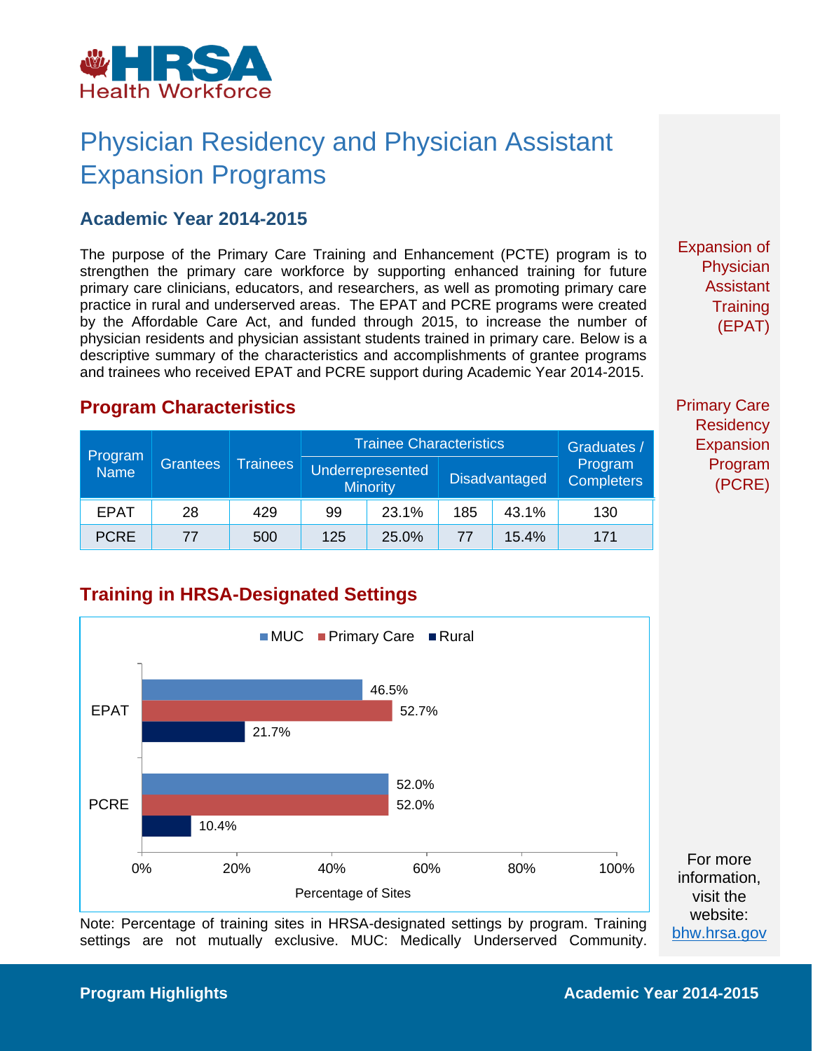# Physician Residency and Physician Assistant Expansion Programs

## Academic Year 2014-2015

The purpose of the Primary Care Training and Enhancement (PCTE) program is to strengthen the primary care workforce by supporting enhanced training for future primary care clinicians, educators, and researchers, as well as promoting primary care practice in rural and underserved areas. The EPAT and PCRE programs were created by the Affordable Care Act, and funded through 2015, to increase the number of physician residents and physician assistant students trained in primary care. Below is a descriptive summary of the characteristics and accomplishments of grantee programs and trainees who received EPAT and PCRE support during Academic Year 2014-2015.

## Program Characteristics

| Program Name | Grantees | Trainees | Trainee Characteristics | | | | Graduates / Program Completers |
|---|---|---|---|---|---|---|---|
| | | | Underrepresented Minority | | Disadvantaged | | |
| EPAT | 28 | 429 | 99 | 23.1% | 185 | 43.1% | 130 |
| PCRE | 77 | 500 | 125 | 25.0% | 77 | 15.4% | 171 |

## Training in HRSA-Designated Settings

| Program | MUC | Primary Care | Rural |
|---|---|---|---|
| EPAT | 46.5% | 52.7% | 21.7% |
| PCRE | 52.0% | 52.0% | 10.4% |

Percentage of Sites

Note: Percentage of training sites in HRSA-designated settings by program. Training settings are not mutually exclusive. MUC: Medically Underserved Community.

Expansion of Physician Assistant Training (EPAT)

Primary Care Residency Expansion Program (PCRE)

For more information, visit the website: bhw.hrsa.gov

**Program Highlights** **Academic Year 2014-2015**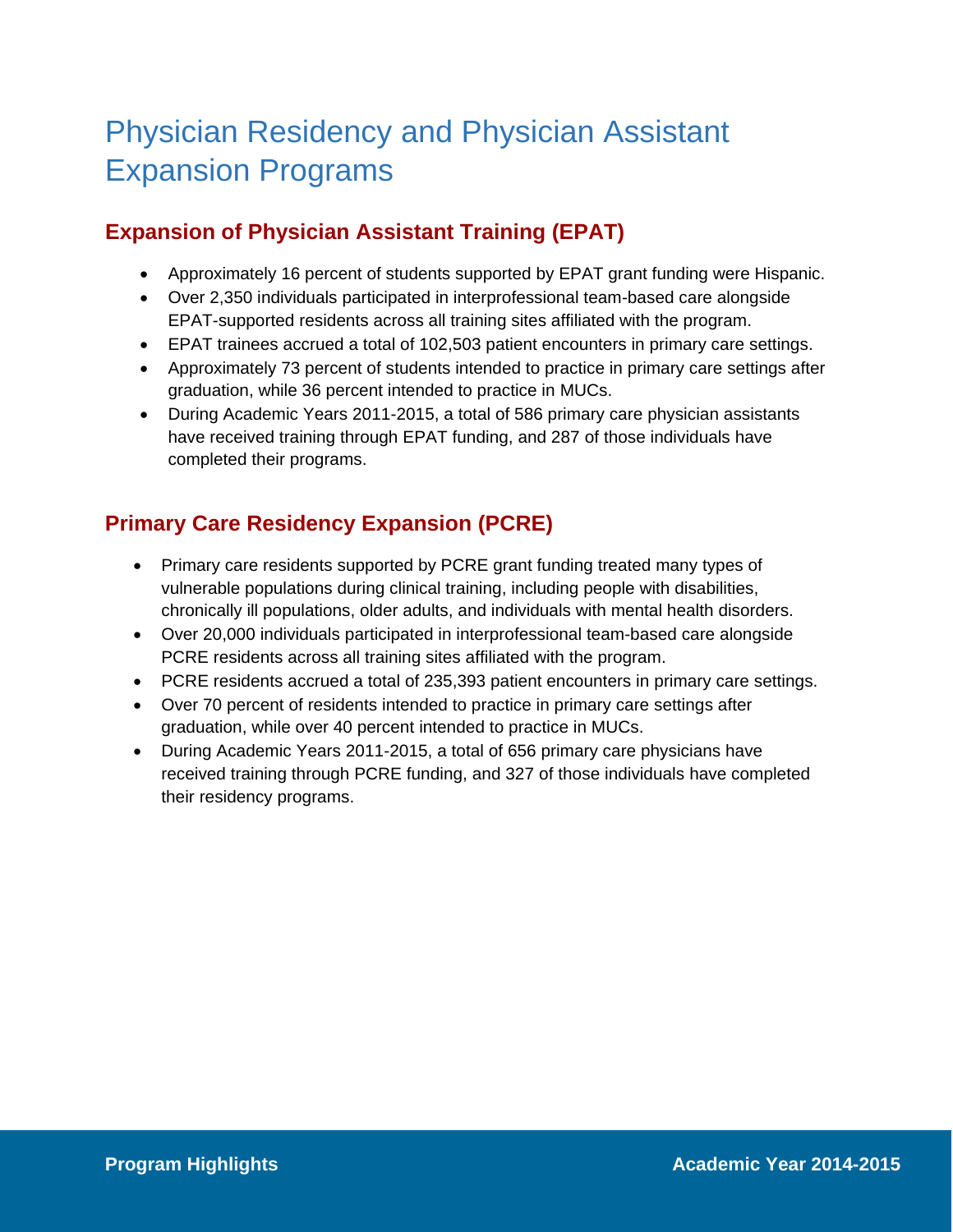# Physician Residency and Physician Assistant Expansion Programs

## Expansion of Physician Assistant Training (EPAT)

- Approximately 16 percent of students supported by EPAT grant funding were Hispanic.
- Over 2,350 individuals participated in interprofessional team-based care alongside EPAT-supported residents across all training sites affiliated with the program.
- EPAT trainees accrued a total of 102,503 patient encounters in primary care settings.
- Approximately 73 percent of students intended to practice in primary care settings after graduation, while 36 percent intended to practice in MUCs.
- During Academic Years 2011-2015, a total of 586 primary care physician assistants have received training through EPAT funding, and 287 of those individuals have completed their programs.

## Primary Care Residency Expansion (PCRE)

- Primary care residents supported by PCRE grant funding treated many types of vulnerable populations during clinical training, including people with disabilities, chronically ill populations, older adults, and individuals with mental health disorders.
- Over 20,000 individuals participated in interprofessional team-based care alongside PCRE residents across all training sites affiliated with the program.
- PCRE residents accrued a total of 235,393 patient encounters in primary care settings.
- Over 70 percent of residents intended to practice in primary care settings after graduation, while over 40 percent intended to practice in MUCs.
- During Academic Years 2011-2015, a total of 656 primary care physicians have received training through PCRE funding, and 327 of those individuals have completed their residency programs.